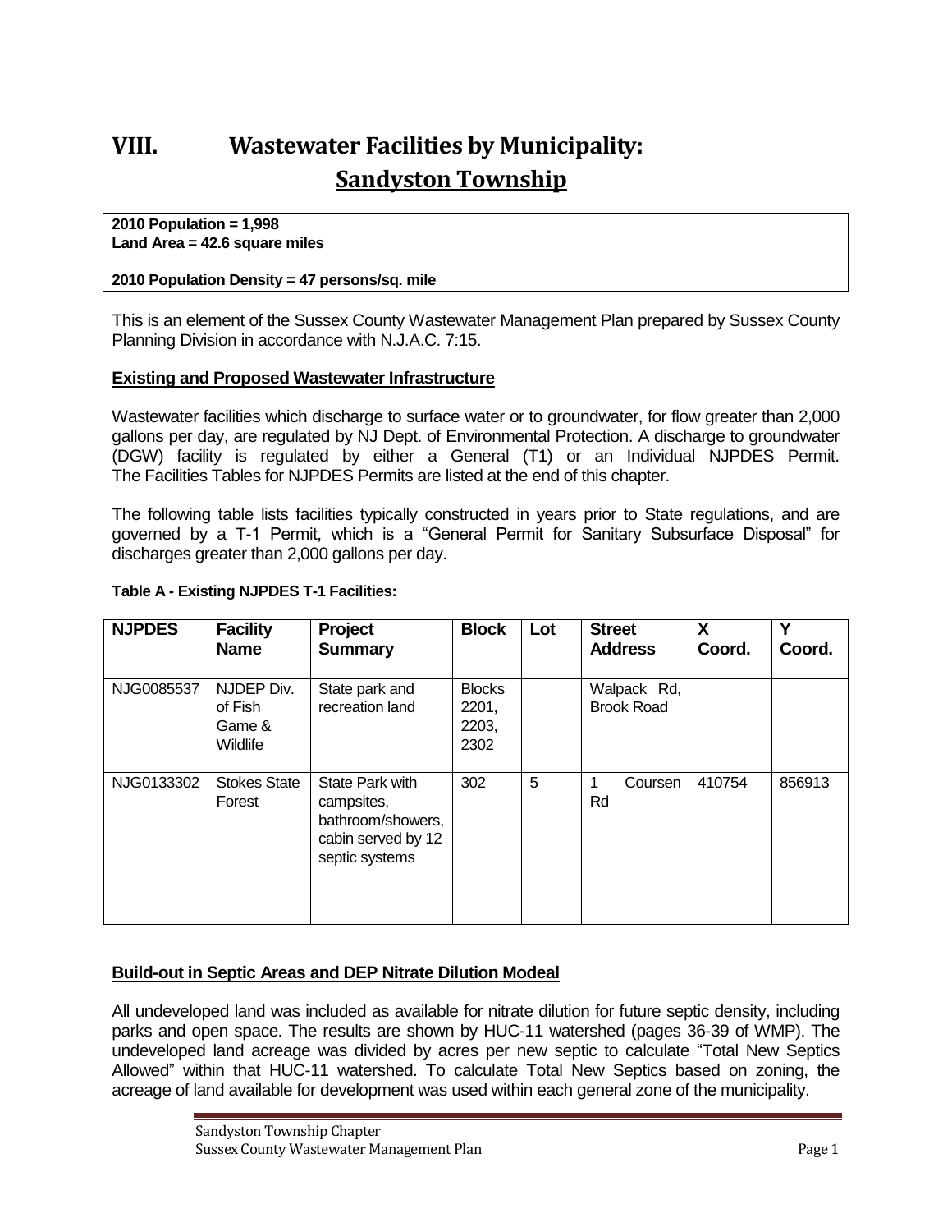# VIII. Wastewater Facilities by Municipality: Sandyston Township

**2010 Population = 1,998**
**Land Area = 42.6 square miles**

**2010 Population Density = 47 persons/sq. mile**

This is an element of the Sussex County Wastewater Management Plan prepared by Sussex County Planning Division in accordance with N.J.A.C. 7:15.

## Existing and Proposed Wastewater Infrastructure

Wastewater facilities which discharge to surface water or to groundwater, for flow greater than 2,000 gallons per day, are regulated by NJ Dept. of Environmental Protection. A discharge to groundwater (DGW) facility is regulated by either a General (T1) or an Individual NJPDES Permit. The Facilities Tables for NJPDES Permits are listed at the end of this chapter.

The following table lists facilities typically constructed in years prior to State regulations, and are governed by a T-1 Permit, which is a "General Permit for Sanitary Subsurface Disposal" for discharges greater than 2,000 gallons per day.

**Table A - Existing NJPDES T-1 Facilities:**

| NJPDES | Facility Name | Project Summary | Block | Lot | Street Address | X Coord. | Y Coord. |
|---|---|---|---|---|---|---|---|
| NJG0085537 | NJDEP Div. of Fish Game & Wildlife | State park and recreation land | Blocks 2201, 2203, 2302 | | Walpack Rd, Brook Road | | |
| NJG0133302 | Stokes State Forest | State Park with campsites, bathroom/showers, cabin served by 12 septic systems | 302 | 5 | 1 Coursen Rd | 410754 | 856913 |
| | | | | | | | |

## Build-out in Septic Areas and DEP Nitrate Dilution Modeal

All undeveloped land was included as available for nitrate dilution for future septic density, including parks and open space. The results are shown by HUC-11 watershed (pages 36-39 of WMP). The undeveloped land acreage was divided by acres per new septic to calculate "Total New Septics Allowed" within that HUC-11 watershed. To calculate Total New Septics based on zoning, the acreage of land available for development was used within each general zone of the municipality.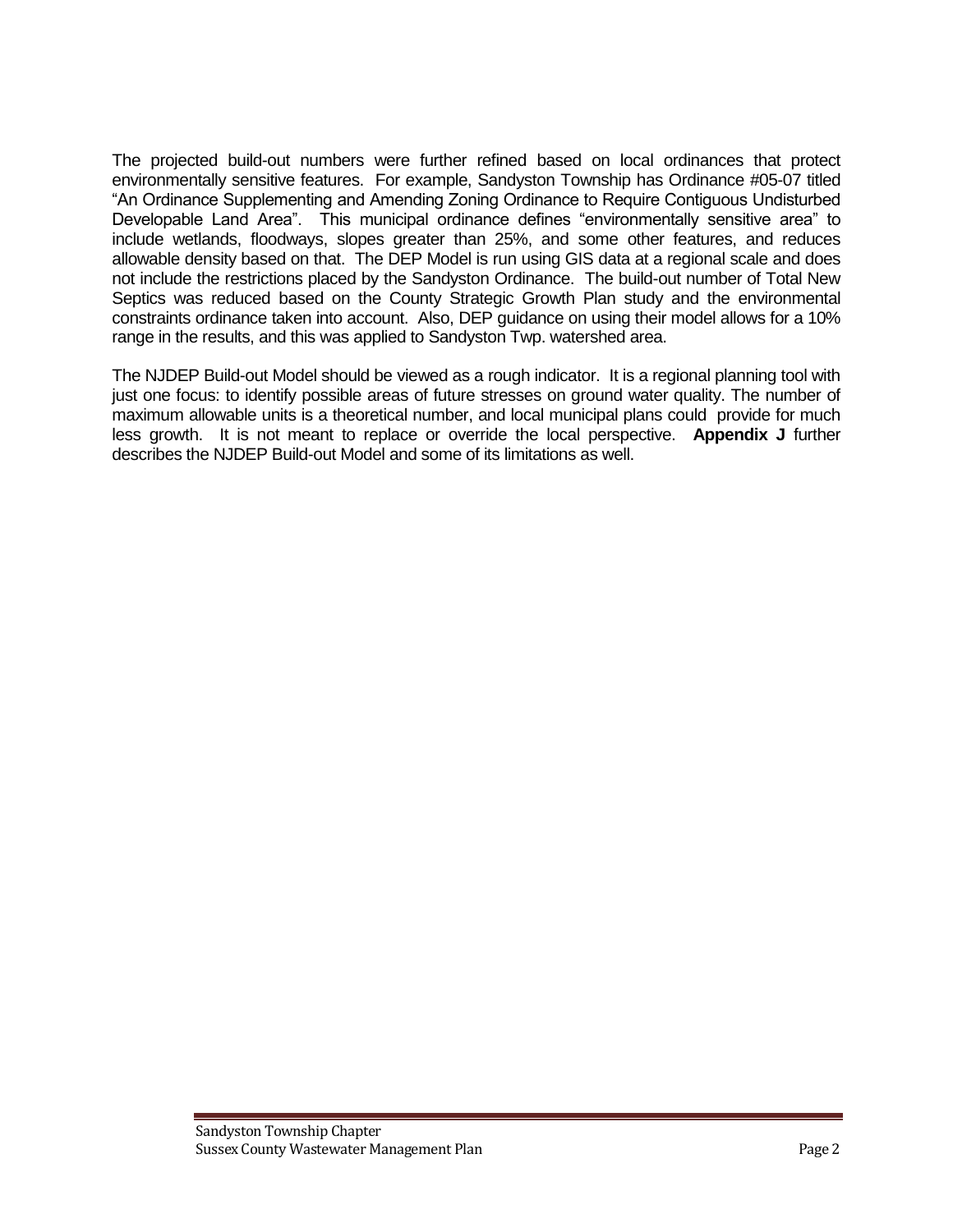The projected build-out numbers were further refined based on local ordinances that protect environmentally sensitive features. For example, Sandyston Township has Ordinance #05-07 titled "An Ordinance Supplementing and Amending Zoning Ordinance to Require Contiguous Undisturbed Developable Land Area". This municipal ordinance defines "environmentally sensitive area" to include wetlands, floodways, slopes greater than 25%, and some other features, and reduces allowable density based on that. The DEP Model is run using GIS data at a regional scale and does not include the restrictions placed by the Sandyston Ordinance. The build-out number of Total New Septics was reduced based on the County Strategic Growth Plan study and the environmental constraints ordinance taken into account. Also, DEP guidance on using their model allows for a 10% range in the results, and this was applied to Sandyston Twp. watershed area.

The NJDEP Build-out Model should be viewed as a rough indicator. It is a regional planning tool with just one focus: to identify possible areas of future stresses on ground water quality. The number of maximum allowable units is a theoretical number, and local municipal plans could provide for much less growth. It is not meant to replace or override the local perspective. **Appendix J** further describes the NJDEP Build-out Model and some of its limitations as well.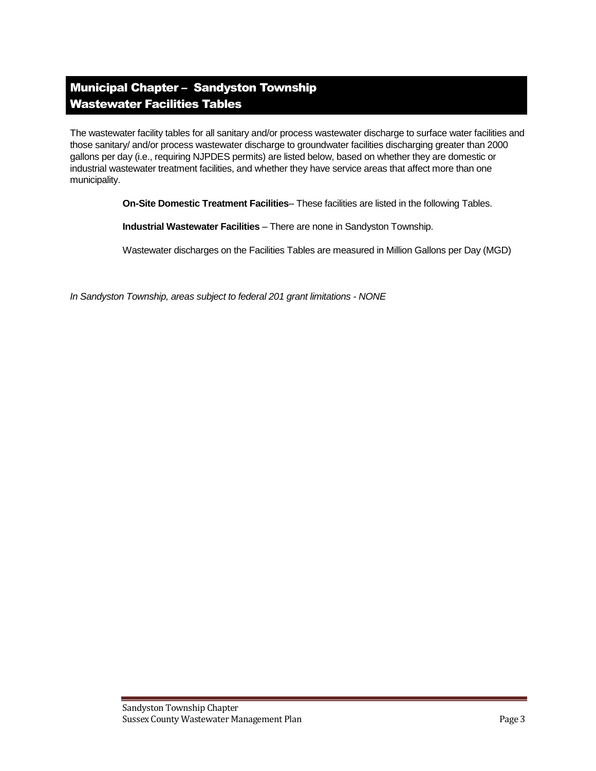# Municipal Chapter – Sandyston Township
# Wastewater Facilities Tables

The wastewater facility tables for all sanitary and/or process wastewater discharge to surface water facilities and those sanitary/ and/or process wastewater discharge to groundwater facilities discharging greater than 2000 gallons per day (i.e., requiring NJPDES permits) are listed below, based on whether they are domestic or industrial wastewater treatment facilities, and whether they have service areas that affect more than one municipality.

**On-Site Domestic Treatment Facilities**– These facilities are listed in the following Tables.

**Industrial Wastewater Facilities** – There are none in Sandyston Township.

Wastewater discharges on the Facilities Tables are measured in Million Gallons per Day (MGD)

*In Sandyston Township, areas subject to federal 201 grant limitations - NONE*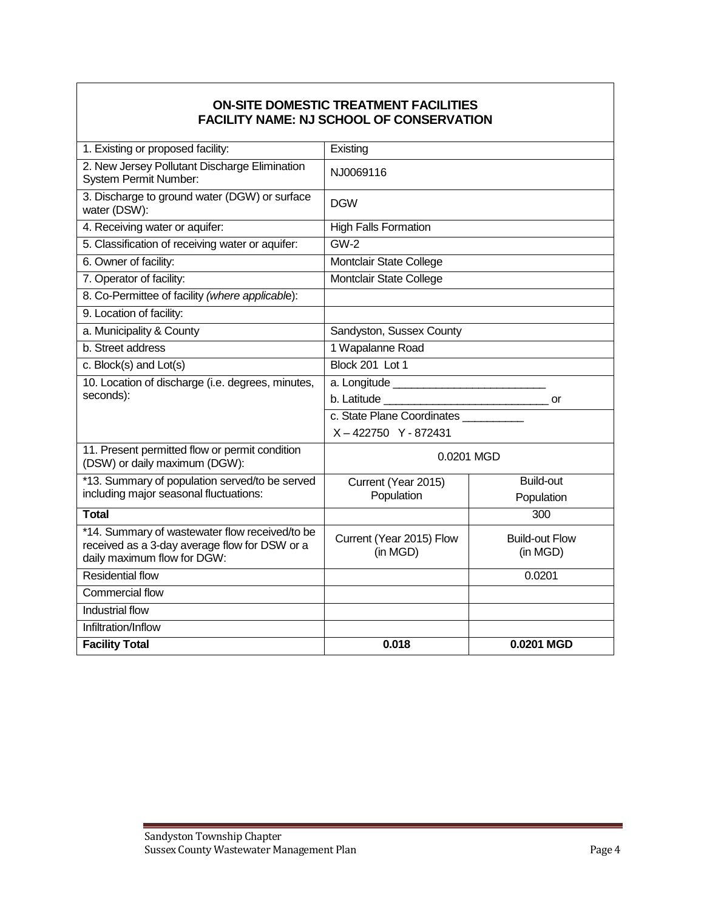**ON-SITE DOMESTIC TREATMENT FACILITIES**
**FACILITY NAME: NJ SCHOOL OF CONSERVATION**

| | | |
|---|---|---|
| 1. Existing or proposed facility: | Existing | |
| 2. New Jersey Pollutant Discharge Elimination System Permit Number: | NJ0069116 | |
| 3. Discharge to ground water (DGW) or surface water (DSW): | DGW | |
| 4. Receiving water or aquifer: | High Falls Formation | |
| 5. Classification of receiving water or aquifer: | GW-2 | |
| 6. Owner of facility: | Montclair State College | |
| 7. Operator of facility: | Montclair State College | |
| 8. Co-Permittee of facility *(where applicable)*: | | |
| 9. Location of facility: | | |
| a. Municipality & County | Sandyston, Sussex County | |
| b. Street address | 1 Wapalanne Road | |
| c. Block(s) and Lot(s) | Block 201 Lot 1 | |
| 10. Location of discharge (i.e. degrees, minutes, seconds): | a. Longitude ________________________<br>b. Latitude __________________________ or<br>c. State Plane Coordinates __________<br>X – 422750 Y - 872431 | |
| 11. Present permitted flow or permit condition (DSW) or daily maximum (DGW): | 0.0201 MGD | |
| *13. Summary of population served/to be served including major seasonal fluctuations: | Current (Year 2015) Population | Build-out Population |
| **Total** | | 300 |
| *14. Summary of wastewater flow received/to be received as a 3-day average flow for DSW or a daily maximum flow for DGW: | Current (Year 2015) Flow (in MGD) | Build-out Flow (in MGD) |
| Residential flow | | 0.0201 |
| Commercial flow | | |
| Industrial flow | | |
| Infiltration/Inflow | | |
| **Facility Total** | **0.018** | **0.0201 MGD** |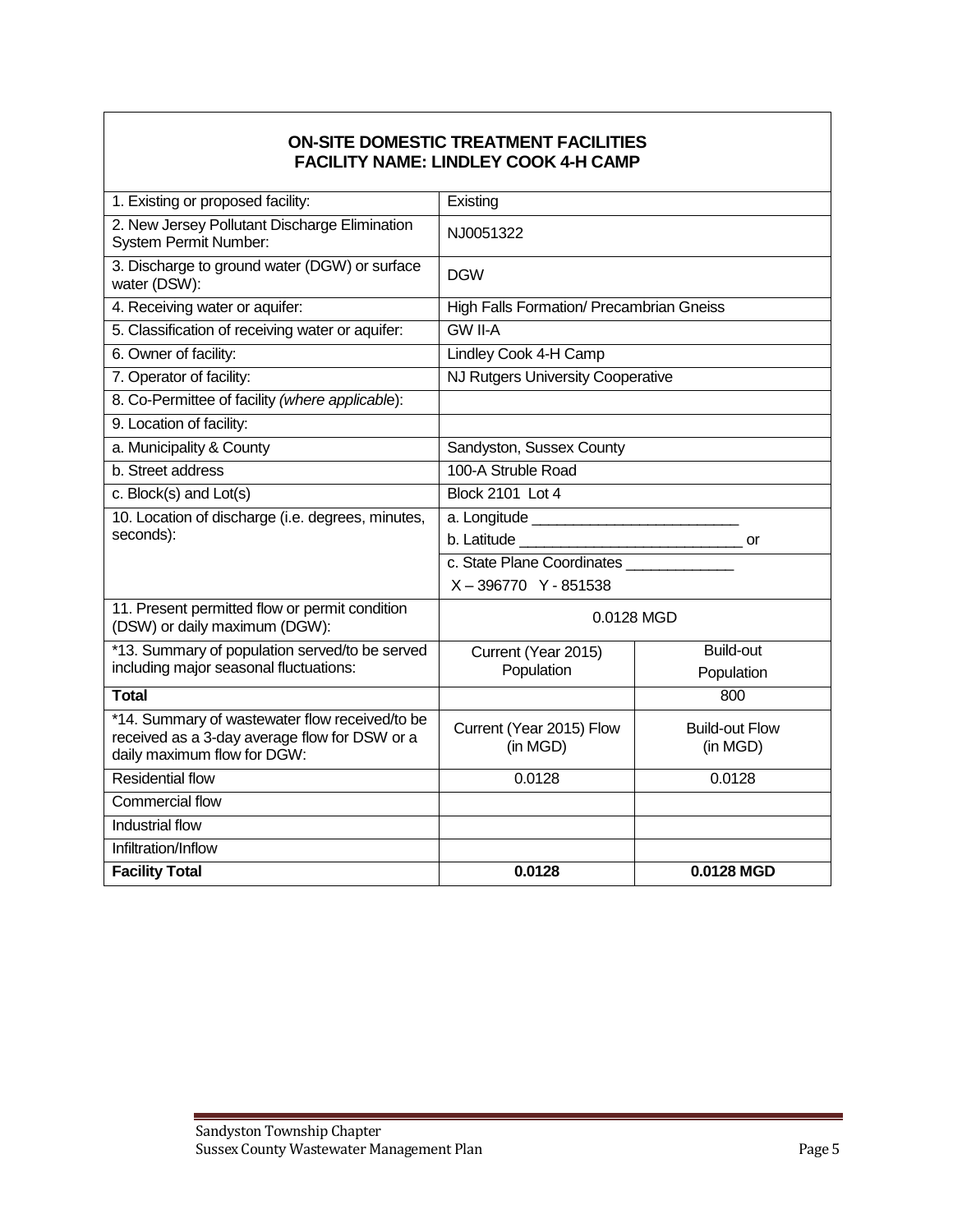## ON-SITE DOMESTIC TREATMENT FACILITIES
## FACILITY NAME: LINDLEY COOK 4-H CAMP

| | | |
|---|---|---|
| 1. Existing or proposed facility: | Existing | |
| 2. New Jersey Pollutant Discharge Elimination System Permit Number: | NJ0051322 | |
| 3. Discharge to ground water (DGW) or surface water (DSW): | DGW | |
| 4. Receiving water or aquifer: | High Falls Formation/ Precambrian Gneiss | |
| 5. Classification of receiving water or aquifer: | GW II-A | |
| 6. Owner of facility: | Lindley Cook 4-H Camp | |
| 7. Operator of facility: | NJ Rutgers University Cooperative | |
| 8. Co-Permittee of facility *(where applicable)*: | | |
| 9. Location of facility: | | |
| a. Municipality & County | Sandyston, Sussex County | |
| b. Street address | 100-A Struble Road | |
| c. Block(s) and Lot(s) | Block 2101 Lot 4 | |
| 10. Location of discharge (i.e. degrees, minutes, seconds): | a. Longitude ________________________<br>b. Latitude __________________________ or | |
| | c. State Plane Coordinates _____________<br>X – 396770 Y - 851538 | |
| 11. Present permitted flow or permit condition (DSW) or daily maximum (DGW): | 0.0128 MGD | |
| *13. Summary of population served/to be served including major seasonal fluctuations: | Current (Year 2015) Population | Build-out Population |
| **Total** | | 800 |
| *14. Summary of wastewater flow received/to be received as a 3-day average flow for DSW or a daily maximum flow for DGW: | Current (Year 2015) Flow (in MGD) | Build-out Flow (in MGD) |
| Residential flow | 0.0128 | 0.0128 |
| Commercial flow | | |
| Industrial flow | | |
| Infiltration/Inflow | | |
| **Facility Total** | **0.0128** | **0.0128 MGD** |